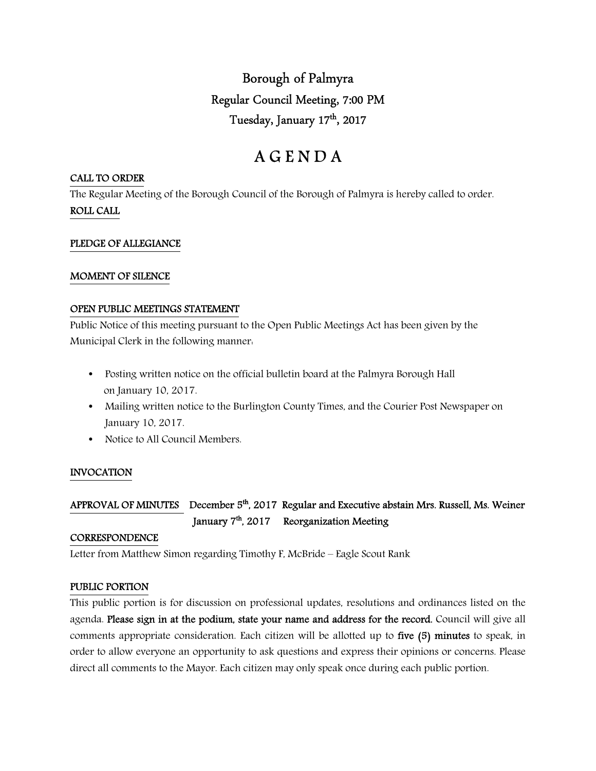# Borough of Palmyra

## Regular Council Meeting, 7:00 PM

## Tuesday, January 17th, 2017

# AGENDA

**CALL TO ORDER**

The Regular Meeting of the Borough Council of the Borough of Palmyra is hereby called to order.

**ROLL CALL**

**PLEDGE OF ALLEGIANCE**

**MOMENT OF SILENCE**

**OPEN PUBLIC MEETINGS STATEMENT**

Public Notice of this meeting pursuant to the Open Public Meetings Act has been given by the Municipal Clerk in the following manner:

- Posting written notice on the official bulletin board at the Palmyra Borough Hall on January 10, 2017.
- Mailing written notice to the Burlington County Times, and the Courier Post Newspaper on January 10, 2017.
- Notice to All Council Members.

**INVOCATION**

**APPROVAL OF MINUTES** December 5th, 2017 Regular and Executive abstain Mrs. Russell, Ms. Weiner
January 7th, 2017 Reorganization Meeting

**CORRESPONDENCE**

Letter from Matthew Simon regarding Timothy F, McBride – Eagle Scout Rank

**PUBLIC PORTION**

This public portion is for discussion on professional updates, resolutions and ordinances listed on the agenda. **Please sign in at the podium, state your name and address for the record.** Council will give all comments appropriate consideration. Each citizen will be allotted up to **five (5) minutes** to speak, in order to allow everyone an opportunity to ask questions and express their opinions or concerns. Please direct all comments to the Mayor. Each citizen may only speak once during each public portion.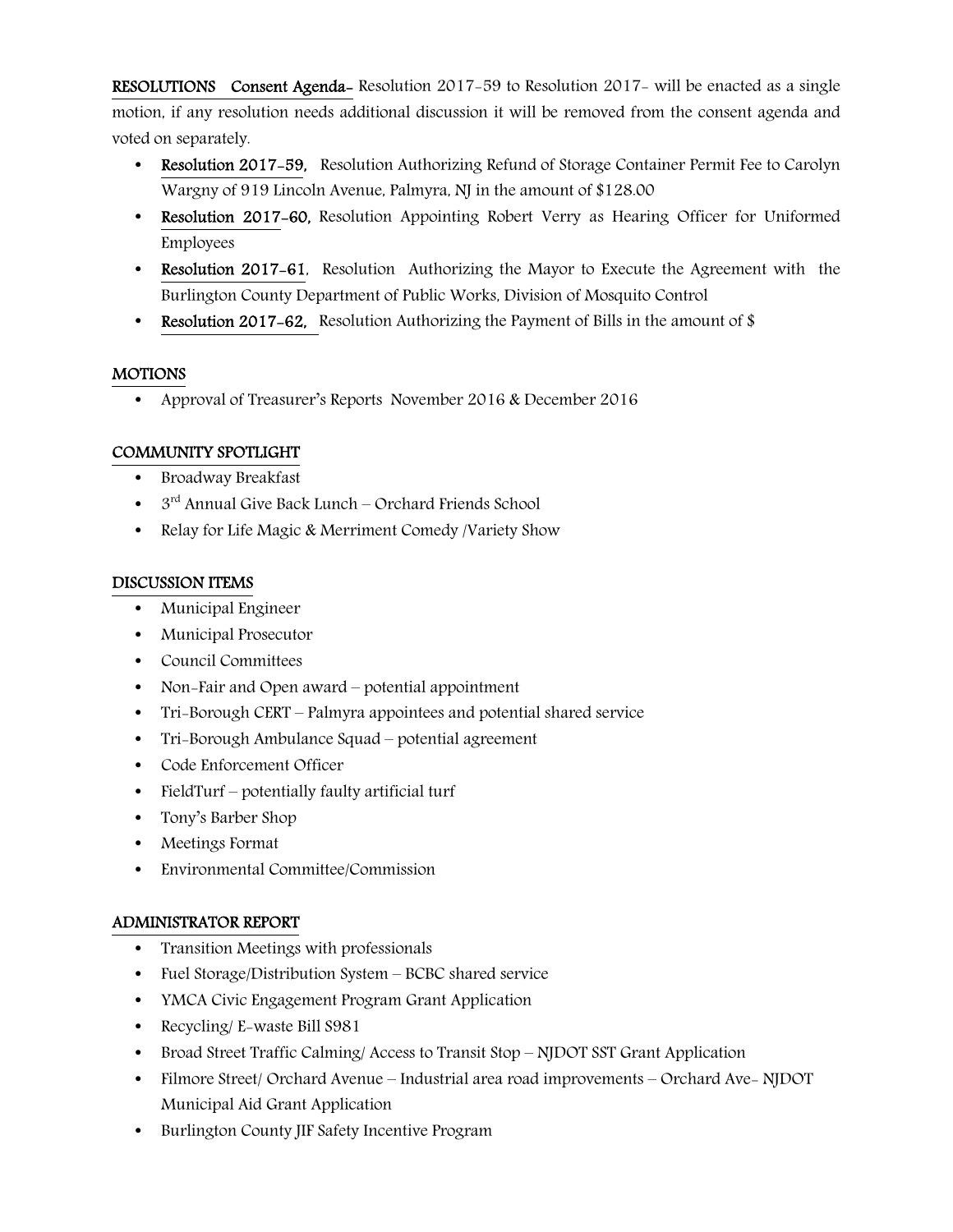**RESOLUTIONS Consent Agenda-** Resolution 2017-59 to Resolution 2017- will be enacted as a single motion, if any resolution needs additional discussion it will be removed from the consent agenda and voted on separately.

- **Resolution 2017-59,** Resolution Authorizing Refund of Storage Container Permit Fee to Carolyn Wargny of 919 Lincoln Avenue, Palmyra, NJ in the amount of $128.00
- **Resolution 2017-60,** Resolution Appointing Robert Verry as Hearing Officer for Uniformed Employees
- **Resolution 2017-61**, Resolution Authorizing the Mayor to Execute the Agreement with the Burlington County Department of Public Works, Division of Mosquito Control
- **Resolution 2017-62,** Resolution Authorizing the Payment of Bills in the amount of $

**MOTIONS**

- Approval of Treasurer's Reports November 2016 & December 2016

**COMMUNITY SPOTLIGHT**

- Broadway Breakfast
- 3rd Annual Give Back Lunch – Orchard Friends School
- Relay for Life Magic & Merriment Comedy /Variety Show

**DISCUSSION ITEMS**

- Municipal Engineer
- Municipal Prosecutor
- Council Committees
- Non-Fair and Open award – potential appointment
- Tri-Borough CERT – Palmyra appointees and potential shared service
- Tri-Borough Ambulance Squad – potential agreement
- Code Enforcement Officer
- FieldTurf – potentially faulty artificial turf
- Tony's Barber Shop
- Meetings Format
- Environmental Committee/Commission

**ADMINISTRATOR REPORT**

- Transition Meetings with professionals
- Fuel Storage/Distribution System – BCBC shared service
- YMCA Civic Engagement Program Grant Application
- Recycling/ E-waste Bill S981
- Broad Street Traffic Calming/ Access to Transit Stop – NJDOT SST Grant Application
- Filmore Street/ Orchard Avenue – Industrial area road improvements – Orchard Ave- NJDOT Municipal Aid Grant Application
- Burlington County JIF Safety Incentive Program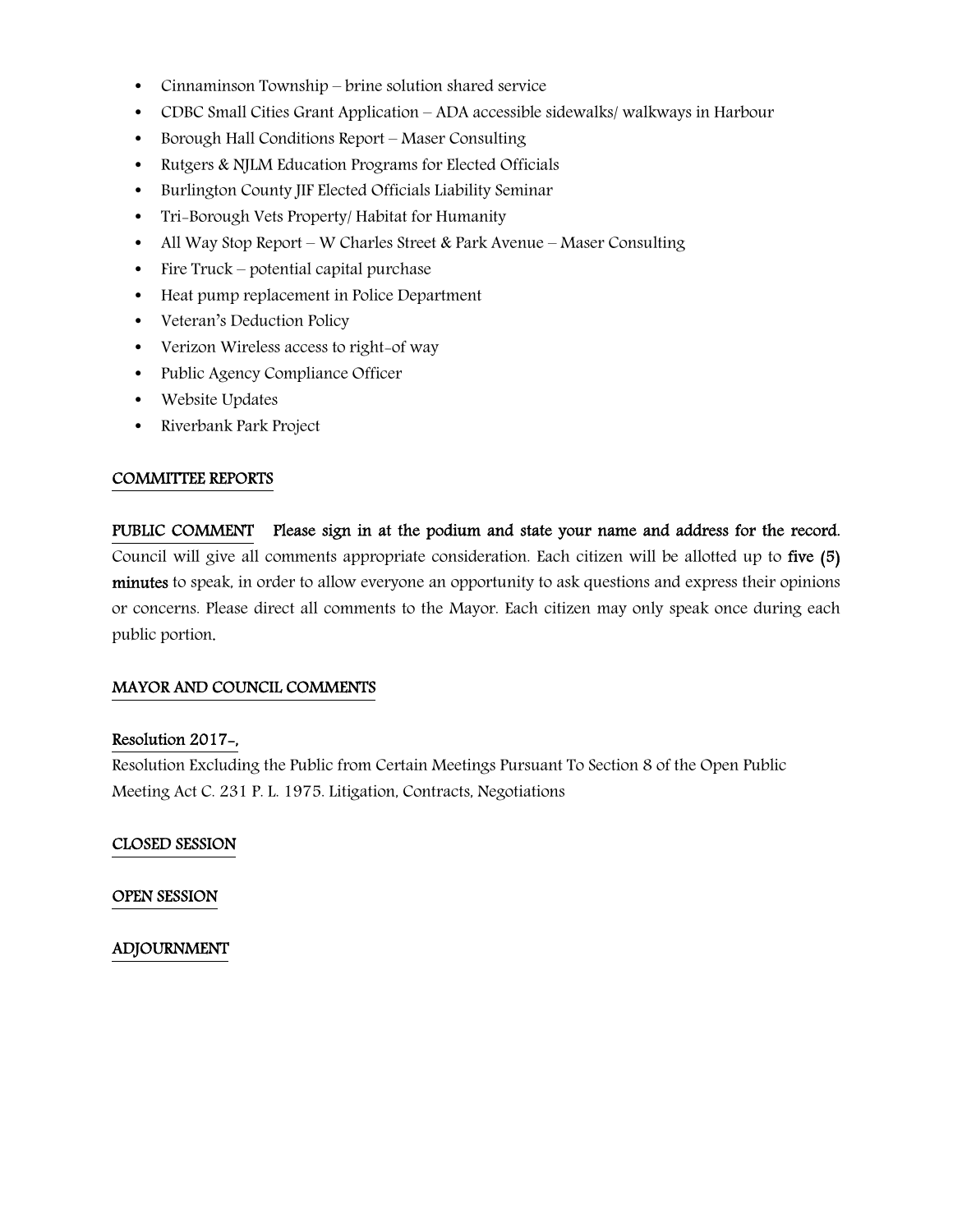- Cinnaminson Township – brine solution shared service
- CDBC Small Cities Grant Application – ADA accessible sidewalks/ walkways in Harbour
- Borough Hall Conditions Report – Maser Consulting
- Rutgers & NJLM Education Programs for Elected Officials
- Burlington County JIF Elected Officials Liability Seminar
- Tri-Borough Vets Property/ Habitat for Humanity
- All Way Stop Report – W Charles Street & Park Avenue – Maser Consulting
- Fire Truck – potential capital purchase
- Heat pump replacement in Police Department
- Veteran's Deduction Policy
- Verizon Wireless access to right-of way
- Public Agency Compliance Officer
- Website Updates
- Riverbank Park Project

**COMMITTEE REPORTS**

**PUBLIC COMMENT** **Please sign in at the podium and state your name and address for the record.** Council will give all comments appropriate consideration. Each citizen will be allotted up to **five (5) minutes** to speak, in order to allow everyone an opportunity to ask questions and express their opinions or concerns. Please direct all comments to the Mayor. Each citizen may only speak once during each public portion.

**MAYOR AND COUNCIL COMMENTS**

**Resolution 2017-,**
Resolution Excluding the Public from Certain Meetings Pursuant To Section 8 of the Open Public Meeting Act C. 231 P. L. 1975. Litigation, Contracts, Negotiations

**CLOSED SESSION**

**OPEN SESSION**

**ADJOURNMENT**